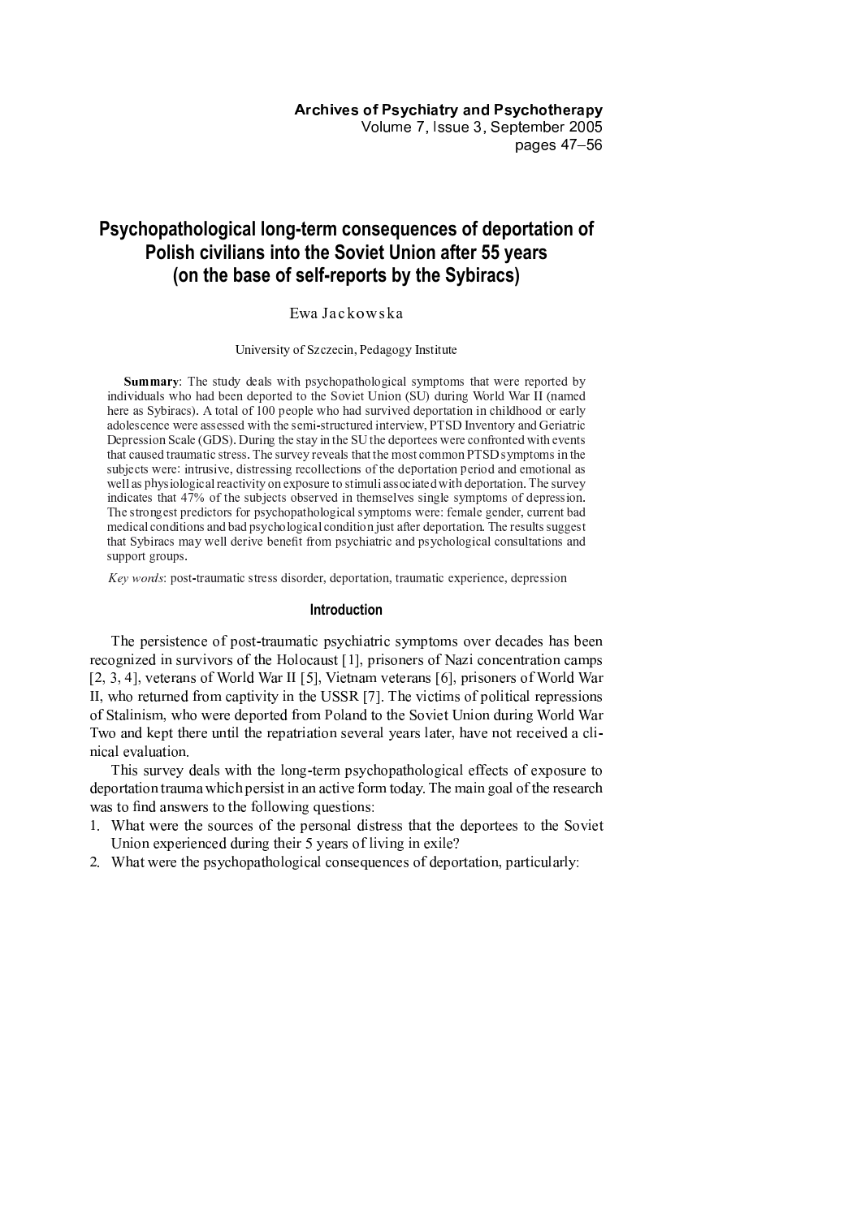# Psychopathological long-term consequences of deportation of Polish civilians into the Soviet Union after 55 years (on the base of self-reports by the Sybiracs)

Ewa Jackowska

University of Szczecin, Pedagogy Institute

**Summary**: The study deals with psychopathological symptoms that were reported by individuals who had been deported to the Soviet Union (SU) during World War II (named here as Sybiracs). A total of 100 people who had survived deportation in childhood or early adolescence were assessed with the semi-structured interview, PTSD Inventory and Geriatric Depression Scale (GDS). During the stay in the SU the deportees were confronted with events that caused traumatic stress. The survey reveals that the most common PTSD symptoms in the subjects were: intrusive, distressing recollections of the deportation period and emotional as well as physiological reactivity on exposure to stimuli associated with deportation. The survey indicates that 47% of the subjects observed in themselves single symptoms of depression. The strongest predictors for psychopathological symptoms were: female gender, current bad medical conditions and bad psychological condition just after deportation. The results suggest that Sybiracs may well derive benefit from psychiatric and psychological consultations and support groups.

*Key words*: post-traumatic stress disorder, deportation, traumatic experience, depression

## Introduction

The persistence of post-traumatic psychiatric symptoms over decades has been recognized in survivors of the Holocaust [1], prisoners of Nazi concentration camps [2, 3, 4], veterans of World War II [5], Vietnam veterans [6], prisoners of World War II, who returned from captivity in the USSR [7]. The victims of political repressions of Stalinism, who were deported from Poland to the Soviet Union during World War Two and kept there until the repatriation several years later, have not received a clinical evaluation.

This survey deals with the long-term psychopathological effects of exposure to deportation trauma which persist in an active form today. The main goal of the research was to find answers to the following questions:

1. What were the sources of the personal distress that the deportees to the Soviet Union experienced during their 5 years of living in exile?
2. What were the psychopathological consequences of deportation, particularly: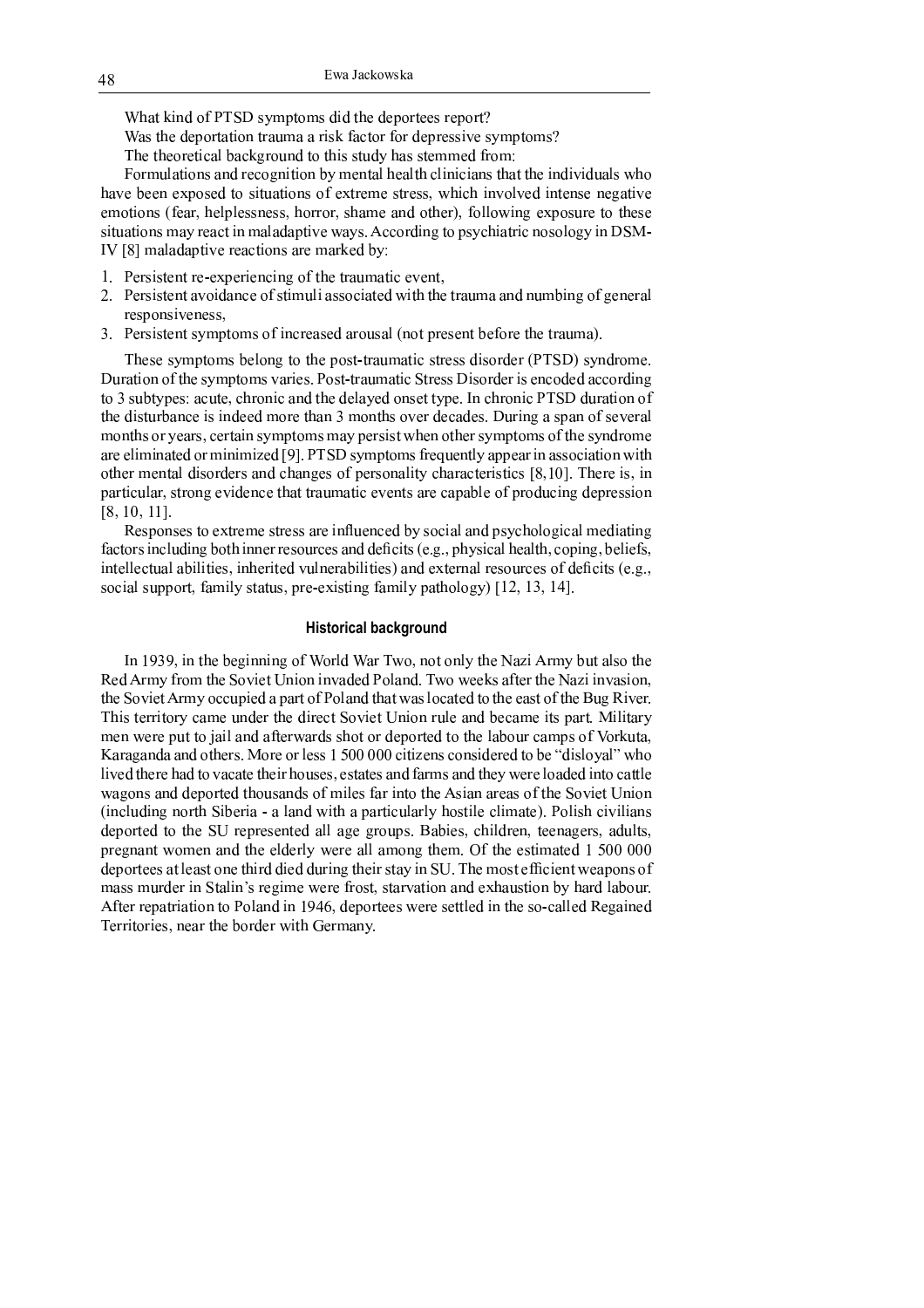What kind of PTSD symptoms did the deportees report?

Was the deportation trauma a risk factor for depressive symptoms?

The theoretical background to this study has stemmed from:

Formulations and recognition by mental health clinicians that the individuals who have been exposed to situations of extreme stress, which involved intense negative emotions (fear, helplessness, horror, shame and other), following exposure to these situations may react in maladaptive ways. According to psychiatric nosology in DSM-IV [8] maladaptive reactions are marked by:

1. Persistent re-experiencing of the traumatic event,
2. Persistent avoidance of stimuli associated with the trauma and numbing of general responsiveness,
3. Persistent symptoms of increased arousal (not present before the trauma).

These symptoms belong to the post-traumatic stress disorder (PTSD) syndrome. Duration of the symptoms varies. Post-traumatic Stress Disorder is encoded according to 3 subtypes: acute, chronic and the delayed onset type. In chronic PTSD duration of the disturbance is indeed more than 3 months over decades. During a span of several months or years, certain symptoms may persist when other symptoms of the syndrome are eliminated or minimized [9]. PTSD symptoms frequently appear in association with other mental disorders and changes of personality characteristics [8,10]. There is, in particular, strong evidence that traumatic events are capable of producing depression [8, 10, 11].

Responses to extreme stress are influenced by social and psychological mediating factors including both inner resources and deficits (e.g., physical health, coping, beliefs, intellectual abilities, inherited vulnerabilities) and external resources of deficits (e.g., social support, family status, pre-existing family pathology) [12, 13, 14].

## Historical background

In 1939, in the beginning of World War Two, not only the Nazi Army but also the Red Army from the Soviet Union invaded Poland. Two weeks after the Nazi invasion, the Soviet Army occupied a part of Poland that was located to the east of the Bug River. This territory came under the direct Soviet Union rule and became its part. Military men were put to jail and afterwards shot or deported to the labour camps of Vorkuta, Karaganda and others. More or less 1 500 000 citizens considered to be "disloyal" who lived there had to vacate their houses, estates and farms and they were loaded into cattle wagons and deported thousands of miles far into the Asian areas of the Soviet Union (including north Siberia - a land with a particularly hostile climate). Polish civilians deported to the SU represented all age groups. Babies, children, teenagers, adults, pregnant women and the elderly were all among them. Of the estimated 1 500 000 deportees at least one third died during their stay in SU. The most efficient weapons of mass murder in Stalin's regime were frost, starvation and exhaustion by hard labour. After repatriation to Poland in 1946, deportees were settled in the so-called Regained Territories, near the border with Germany.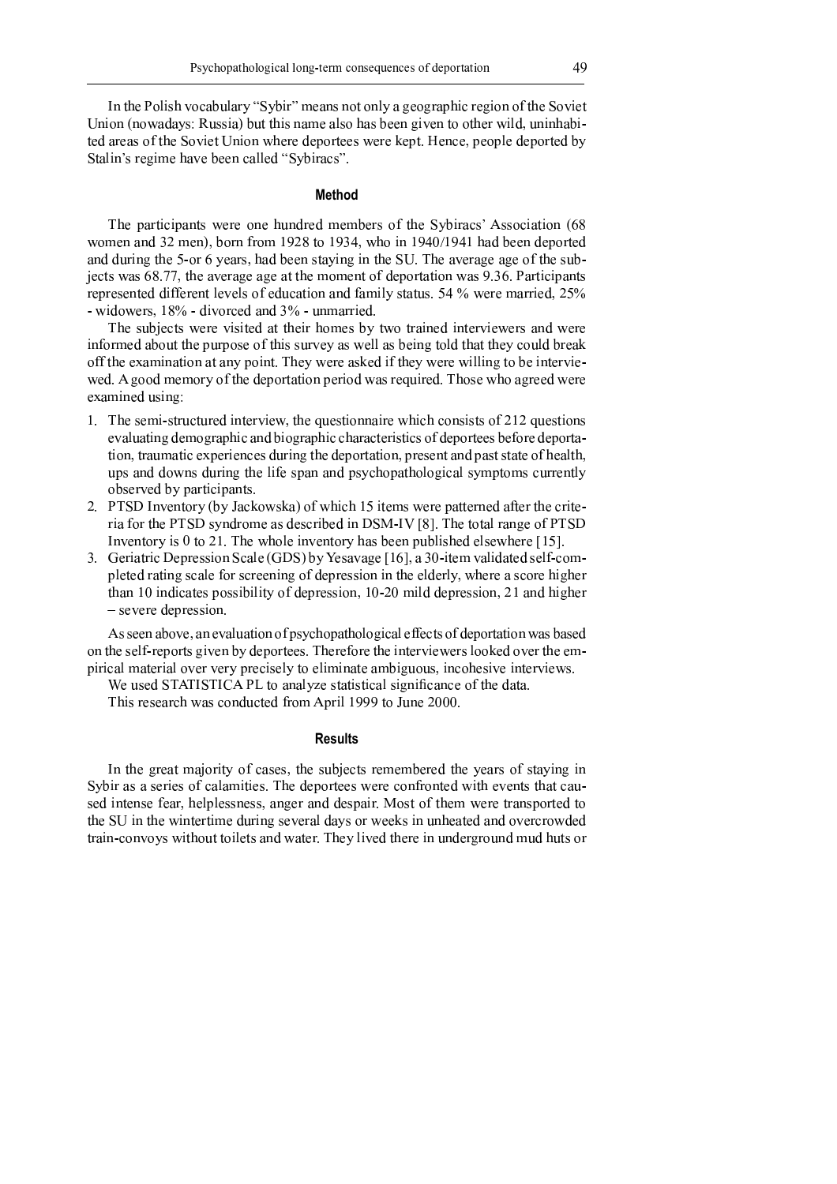In the Polish vocabulary "Sybir" means not only a geographic region of the Soviet Union (nowadays: Russia) but this name also has been given to other wild, uninhabited areas of the Soviet Union where deportees were kept. Hence, people deported by Stalin's regime have been called "Sybiracs".

## Method

The participants were one hundred members of the Sybiracs' Association (68 women and 32 men), born from 1928 to 1934, who in 1940/1941 had been deported and during the 5-or 6 years, had been staying in the SU. The average age of the subjects was 68.77, the average age at the moment of deportation was 9.36. Participants represented different levels of education and family status. 54 % were married, 25% - widowers, 18% - divorced and 3% - unmarried.

The subjects were visited at their homes by two trained interviewers and were informed about the purpose of this survey as well as being told that they could break off the examination at any point. They were asked if they were willing to be interviewed. A good memory of the deportation period was required. Those who agreed were examined using:

1. The semi-structured interview, the questionnaire which consists of 212 questions evaluating demographic and biographic characteristics of deportees before deportation, traumatic experiences during the deportation, present and past state of health, ups and downs during the life span and psychopathological symptoms currently observed by participants.
2. PTSD Inventory (by Jackowska) of which 15 items were patterned after the criteria for the PTSD syndrome as described in DSM-IV [8]. The total range of PTSD Inventory is 0 to 21. The whole inventory has been published elsewhere [15].
3. Geriatric Depression Scale (GDS) by Yesavage [16], a 30-item validated self-completed rating scale for screening of depression in the elderly, where a score higher than 10 indicates possibility of depression, 10-20 mild depression, 21 and higher – severe depression.

As seen above, an evaluation of psychopathological effects of deportation was based on the self-reports given by deportees. Therefore the interviewers looked over the empirical material over very precisely to eliminate ambiguous, incohesive interviews.

We used STATISTICA PL to analyze statistical significance of the data.

This research was conducted from April 1999 to June 2000.

## Results

In the great majority of cases, the subjects remembered the years of staying in Sybir as a series of calamities. The deportees were confronted with events that caused intense fear, helplessness, anger and despair. Most of them were transported to the SU in the wintertime during several days or weeks in unheated and overcrowded train-convoys without toilets and water. They lived there in underground mud huts or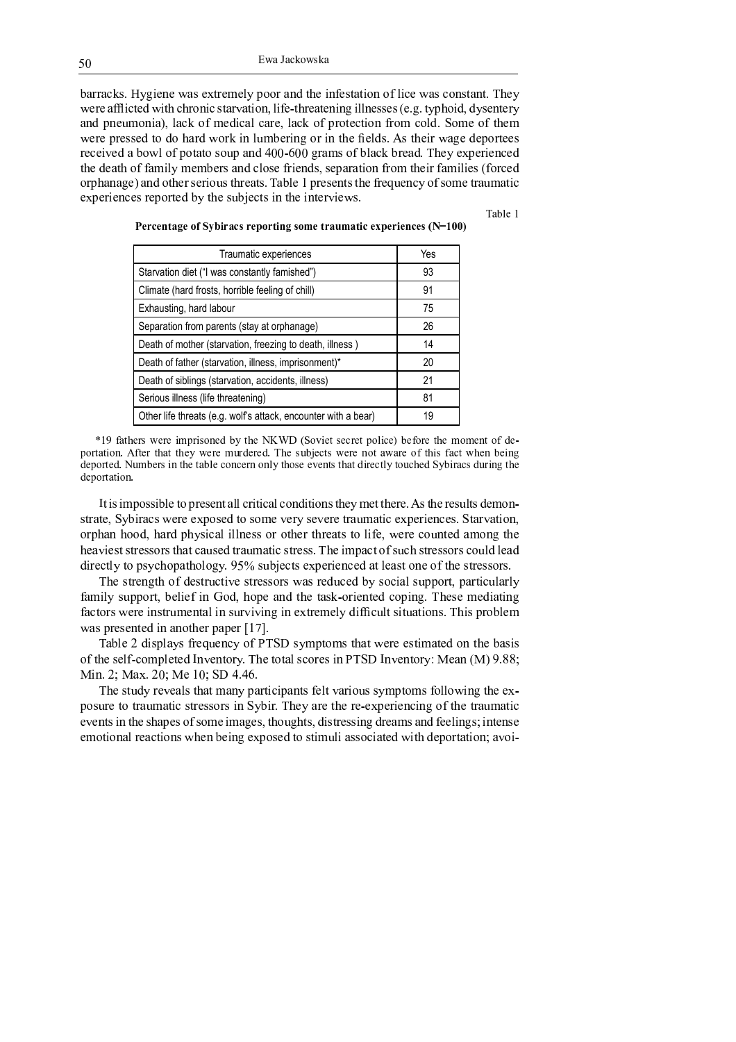barracks. Hygiene was extremely poor and the infestation of lice was constant. They were afflicted with chronic starvation, life-threatening illnesses (e.g. typhoid, dysentery and pneumonia), lack of medical care, lack of protection from cold. Some of them were pressed to do hard work in lumbering or in the fields. As their wage deportees received a bowl of potato soup and 400-600 grams of black bread. They experienced the death of family members and close friends, separation from their families (forced orphanage) and other serious threats. Table 1 presents the frequency of some traumatic experiences reported by the subjects in the interviews.

Table 1

**Percentage of Sybiracs reporting some traumatic experiences (N=100)**

| Traumatic experiences | Yes |
|---|---|
| Starvation diet ("I was constantly famished") | 93 |
| Climate (hard frosts, horrible feeling of chill) | 91 |
| Exhausting, hard labour | 75 |
| Separation from parents (stay at orphanage) | 26 |
| Death of mother (starvation, freezing to death, illness ) | 14 |
| Death of father (starvation, illness, imprisonment)* | 20 |
| Death of siblings (starvation, accidents, illness) | 21 |
| Serious illness (life threatening) | 81 |
| Other life threats (e.g. wolf's attack, encounter with a bear) | 19 |

*19 fathers were imprisoned by the NKWD (Soviet secret police) before the moment of deportation. After that they were murdered. The subjects were not aware of this fact when being deported. Numbers in the table concern only those events that directly touched Sybiracs during the deportation.

It is impossible to present all critical conditions they met there. As the results demonstrate, Sybiracs were exposed to some very severe traumatic experiences. Starvation, orphan hood, hard physical illness or other threats to life, were counted among the heaviest stressors that caused traumatic stress. The impact of such stressors could lead directly to psychopathology. 95% subjects experienced at least one of the stressors.

The strength of destructive stressors was reduced by social support, particularly family support, belief in God, hope and the task-oriented coping. These mediating factors were instrumental in surviving in extremely difficult situations. This problem was presented in another paper [17].

Table 2 displays frequency of PTSD symptoms that were estimated on the basis of the self-completed Inventory. The total scores in PTSD Inventory: Mean (M) 9.88; Min. 2; Max. 20; Me 10; SD 4.46.

The study reveals that many participants felt various symptoms following the exposure to traumatic stressors in Sybir. They are the re-experiencing of the traumatic events in the shapes of some images, thoughts, distressing dreams and feelings; intense emotional reactions when being exposed to stimuli associated with deportation; avoi-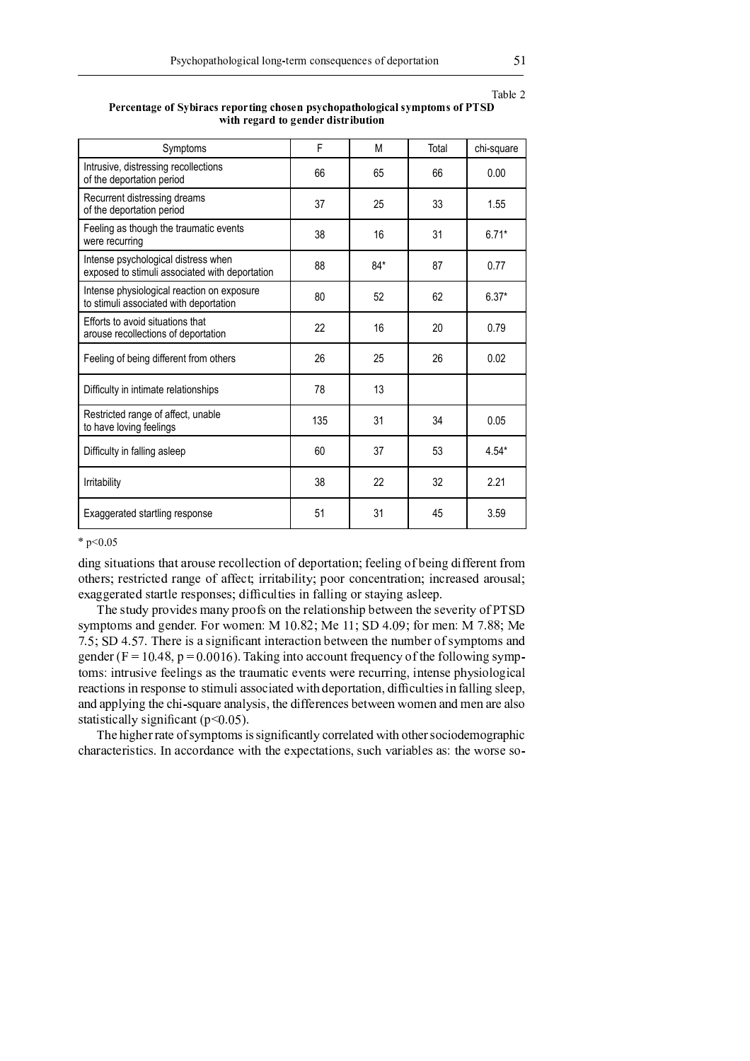Table 2

**Percentage of Sybiracs reporting chosen psychopathological symptoms of PTSD with regard to gender distribution**

| Symptoms | F | M | Total | chi-square |
|---|---|---|---|---|
| Intrusive, distressing recollections of the deportation period | 66 | 65 | 66 | 0.00 |
| Recurrent distressing dreams of the deportation period | 37 | 25 | 33 | 1.55 |
| Feeling as though the traumatic events were recurring | 38 | 16 | 31 | 6.71* |
| Intense psychological distress when exposed to stimuli associated with deportation | 88 | 84* | 87 | 0.77 |
| Intense physiological reaction on exposure to stimuli associated with deportation | 80 | 52 | 62 | 6.37* |
| Efforts to avoid situations that arouse recollections of deportation | 22 | 16 | 20 | 0.79 |
| Feeling of being different from others | 26 | 25 | 26 | 0.02 |
| Difficulty in intimate relationships | 78 | 13 | | |
| Restricted range of affect, unable to have loving feelings | 135 | 31 | 34 | 0.05 |
| Difficulty in falling asleep | 60 | 37 | 53 | 4.54* |
| Irritability | 38 | 22 | 32 | 2.21 |
| Exaggerated startling response | 51 | 31 | 45 | 3.59 |

* $p<0.05$

ding situations that arouse recollection of deportation; feeling of being different from others; restricted range of affect; irritability; poor concentration; increased arousal; exaggerated startle responses; difficulties in falling or staying asleep.

The study provides many proofs on the relationship between the severity of PTSD symptoms and gender. For women: M 10.82; Me 11; SD 4.09; for men: M 7.88; Me 7.5; SD 4.57. There is a significant interaction between the number of symptoms and gender ($F = 10.48$, $p = 0.0016$). Taking into account frequency of the following symptoms: intrusive feelings as the traumatic events were recurring, intense physiological reactions in response to stimuli associated with deportation, difficulties in falling sleep, and applying the chi-square analysis, the differences between women and men are also statistically significant ($p<0.05$).

The higher rate of symptoms is significantly correlated with other sociodemographic characteristics. In accordance with the expectations, such variables as: the worse so-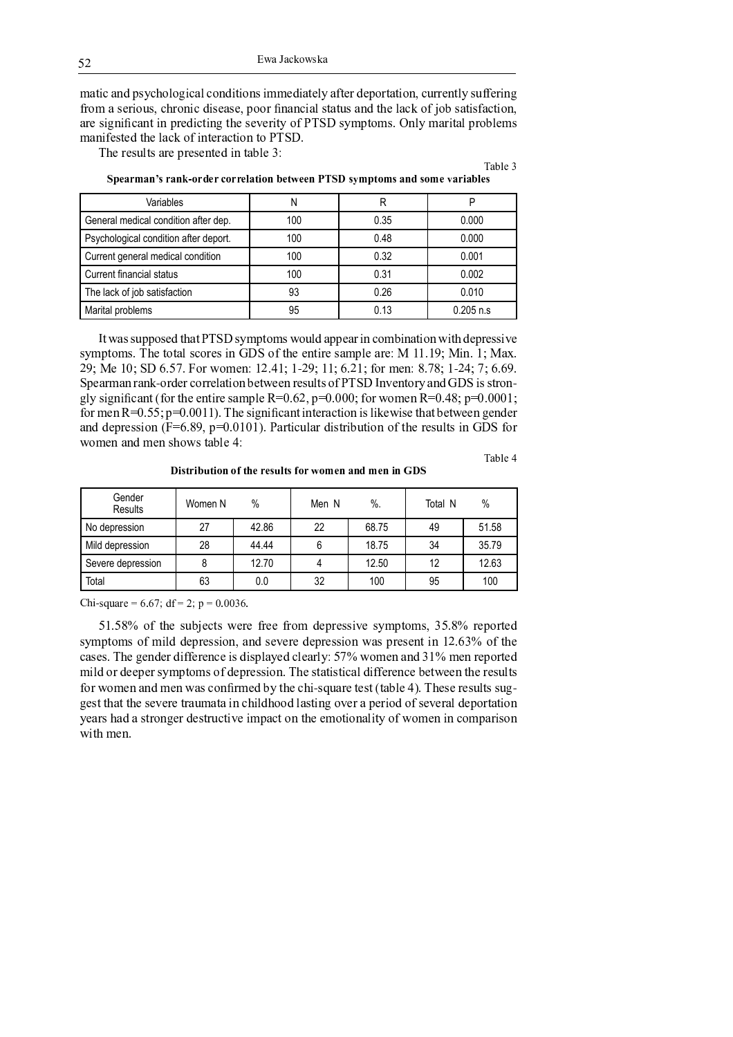matic and psychological conditions immediately after deportation, currently suffering from a serious, chronic disease, poor financial status and the lack of job satisfaction, are significant in predicting the severity of PTSD symptoms. Only marital problems manifested the lack of interaction to PTSD.

The results are presented in table 3:

Table 3

**Spearman's rank-order correlation between PTSD symptoms and some variables**

| Variables | N | R | P |
|---|---|---|---|
| General medical condition after dep. | 100 | 0.35 | 0.000 |
| Psychological condition after deport. | 100 | 0.48 | 0.000 |
| Current general medical condition | 100 | 0.32 | 0.001 |
| Current financial status | 100 | 0.31 | 0.002 |
| The lack of job satisfaction | 93 | 0.26 | 0.010 |
| Marital problems | 95 | 0.13 | 0.205 n.s |

It was supposed that PTSD symptoms would appear in combination with depressive symptoms. The total scores in GDS of the entire sample are: M 11.19; Min. 1; Max. 29; Me 10; SD 6.57. For women: 12.41; 1-29; 11; 6.21; for men: 8.78; 1-24; 7; 6.69. Spearman rank-order correlation between results of PTSD Inventory and GDS is strongly significant (for the entire sample $R=0.62$, $p=0.000$; for women $R=0.48$; $p=0.0001$; for men $R=0.55$; $p=0.0011$). The significant interaction is likewise that between gender and depression ($F=6.89$, $p=0.0101$). Particular distribution of the results in GDS for women and men shows table 4:

Table 4

**Distribution of the results for women and men in GDS**

| Gender / Results | Women N | % | Men N | %. | Total N | % |
|---|---|---|---|---|---|---|
| No depression | 27 | 42.86 | 22 | 68.75 | 49 | 51.58 |
| Mild depression | 28 | 44.44 | 6 | 18.75 | 34 | 35.79 |
| Severe depression | 8 | 12.70 | 4 | 12.50 | 12 | 12.63 |
| Total | 63 | 0.0 | 32 | 100 | 95 | 100 |

Chi-square = 6.67; df = 2; p = 0.0036.

51.58% of the subjects were free from depressive symptoms, 35.8% reported symptoms of mild depression, and severe depression was present in 12.63% of the cases. The gender difference is displayed clearly: 57% women and 31% men reported mild or deeper symptoms of depression. The statistical difference between the results for women and men was confirmed by the chi-square test (table 4). These results suggest that the severe traumata in childhood lasting over a period of several deportation years had a stronger destructive impact on the emotionality of women in comparison with men.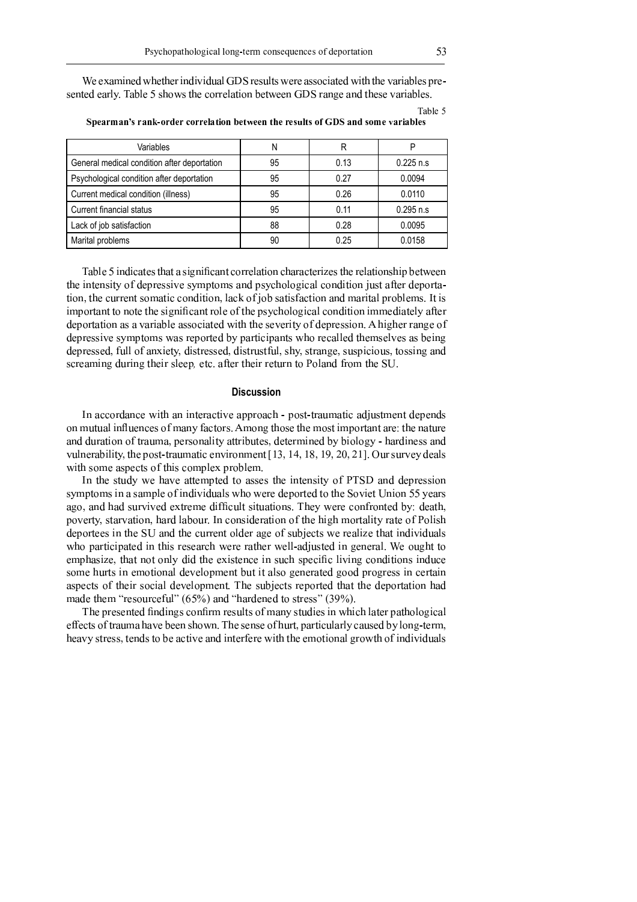We examined whether individual GDS results were associated with the variables presented early. Table 5 shows the correlation between GDS range and these variables.

Table 5

**Spearman's rank-order correlation between the results of GDS and some variables**

| Variables | N | R | P |
|---|---|---|---|
| General medical condition after deportation | 95 | 0.13 | 0.225 n.s |
| Psychological condition after deportation | 95 | 0.27 | 0.0094 |
| Current medical condition (illness) | 95 | 0.26 | 0.0110 |
| Current financial status | 95 | 0.11 | 0.295 n.s |
| Lack of job satisfaction | 88 | 0.28 | 0.0095 |
| Marital problems | 90 | 0.25 | 0.0158 |

Table 5 indicates that a significant correlation characterizes the relationship between the intensity of depressive symptoms and psychological condition just after deportation, the current somatic condition, lack of job satisfaction and marital problems. It is important to note the significant role of the psychological condition immediately after deportation as a variable associated with the severity of depression. A higher range of depressive symptoms was reported by participants who recalled themselves as being depressed, full of anxiety, distressed, distrustful, shy, strange, suspicious, tossing and screaming during their sleep, etc. after their return to Poland from the SU.

## Discussion

In accordance with an interactive approach - post-traumatic adjustment depends on mutual influences of many factors. Among those the most important are: the nature and duration of trauma, personality attributes, determined by biology - hardiness and vulnerability, the post-traumatic environment [13, 14, 18, 19, 20, 21]. Our survey deals with some aspects of this complex problem.

In the study we have attempted to asses the intensity of PTSD and depression symptoms in a sample of individuals who were deported to the Soviet Union 55 years ago, and had survived extreme difficult situations. They were confronted by: death, poverty, starvation, hard labour. In consideration of the high mortality rate of Polish deportees in the SU and the current older age of subjects we realize that individuals who participated in this research were rather well-adjusted in general. We ought to emphasize, that not only did the existence in such specific living conditions induce some hurts in emotional development but it also generated good progress in certain aspects of their social development. The subjects reported that the deportation had made them "resourceful" (65%) and "hardened to stress" (39%).

The presented findings confirm results of many studies in which later pathological effects of trauma have been shown. The sense of hurt, particularly caused by long-term, heavy stress, tends to be active and interfere with the emotional growth of individuals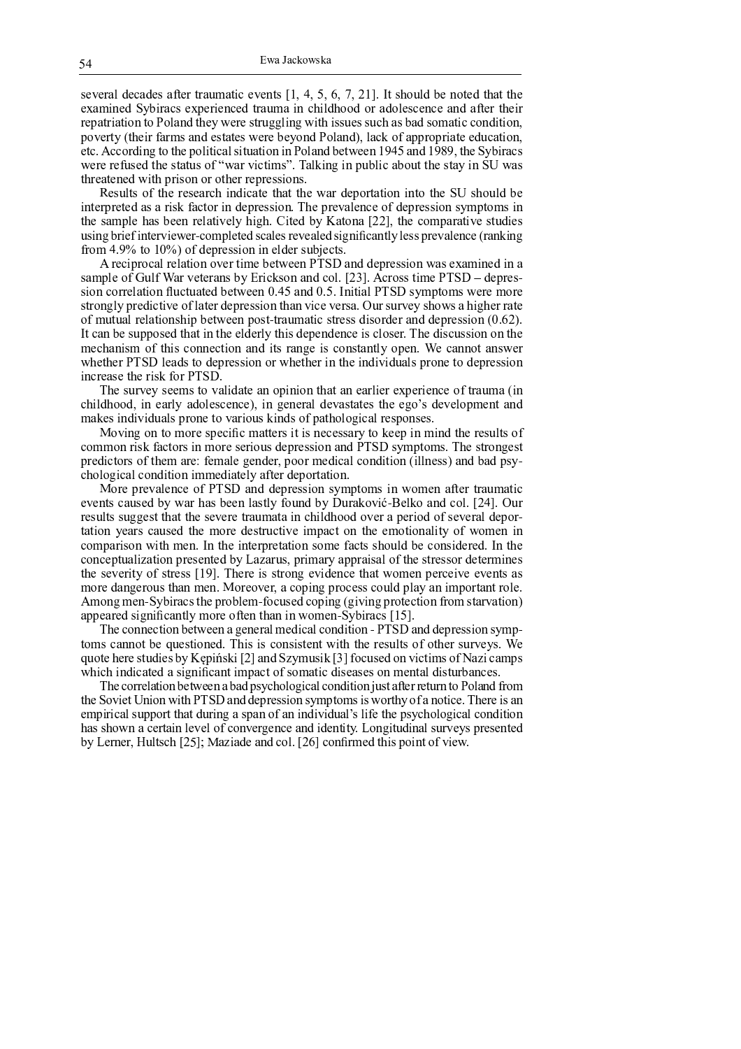several decades after traumatic events [1, 4, 5, 6, 7, 21]. It should be noted that the examined Sybiracs experienced trauma in childhood or adolescence and after their repatriation to Poland they were struggling with issues such as bad somatic condition, poverty (their farms and estates were beyond Poland), lack of appropriate education, etc. According to the political situation in Poland between 1945 and 1989, the Sybiracs were refused the status of "war victims". Talking in public about the stay in SU was threatened with prison or other repressions.

Results of the research indicate that the war deportation into the SU should be interpreted as a risk factor in depression. The prevalence of depression symptoms in the sample has been relatively high. Cited by Katona [22], the comparative studies using brief interviewer-completed scales revealed significantly less prevalence (ranking from 4.9% to 10%) of depression in elder subjects.

A reciprocal relation over time between PTSD and depression was examined in a sample of Gulf War veterans by Erickson and col. [23]. Across time PTSD – depression correlation fluctuated between 0.45 and 0.5. Initial PTSD symptoms were more strongly predictive of later depression than vice versa. Our survey shows a higher rate of mutual relationship between post-traumatic stress disorder and depression (0.62). It can be supposed that in the elderly this dependence is closer. The discussion on the mechanism of this connection and its range is constantly open. We cannot answer whether PTSD leads to depression or whether in the individuals prone to depression increase the risk for PTSD.

The survey seems to validate an opinion that an earlier experience of trauma (in childhood, in early adolescence), in general devastates the ego's development and makes individuals prone to various kinds of pathological responses.

Moving on to more specific matters it is necessary to keep in mind the results of common risk factors in more serious depression and PTSD symptoms. The strongest predictors of them are: female gender, poor medical condition (illness) and bad psychological condition immediately after deportation.

More prevalence of PTSD and depression symptoms in women after traumatic events caused by war has been lastly found by Duraković-Belko and col. [24]. Our results suggest that the severe traumata in childhood over a period of several deportation years caused the more destructive impact on the emotionality of women in comparison with men. In the interpretation some facts should be considered. In the conceptualization presented by Lazarus, primary appraisal of the stressor determines the severity of stress [19]. There is strong evidence that women perceive events as more dangerous than men. Moreover, a coping process could play an important role. Among men-Sybiracs the problem-focused coping (giving protection from starvation) appeared significantly more often than in women-Sybiracs [15].

The connection between a general medical condition - PTSD and depression symptoms cannot be questioned. This is consistent with the results of other surveys. We quote here studies by Kępiński [2] and Szymusik [3] focused on victims of Nazi camps which indicated a significant impact of somatic diseases on mental disturbances.

The correlation between a bad psychological condition just after return to Poland from the Soviet Union with PTSD and depression symptoms is worthy of a notice. There is an empirical support that during a span of an individual's life the psychological condition has shown a certain level of convergence and identity. Longitudinal surveys presented by Lerner, Hultsch [25]; Maziade and col. [26] confirmed this point of view.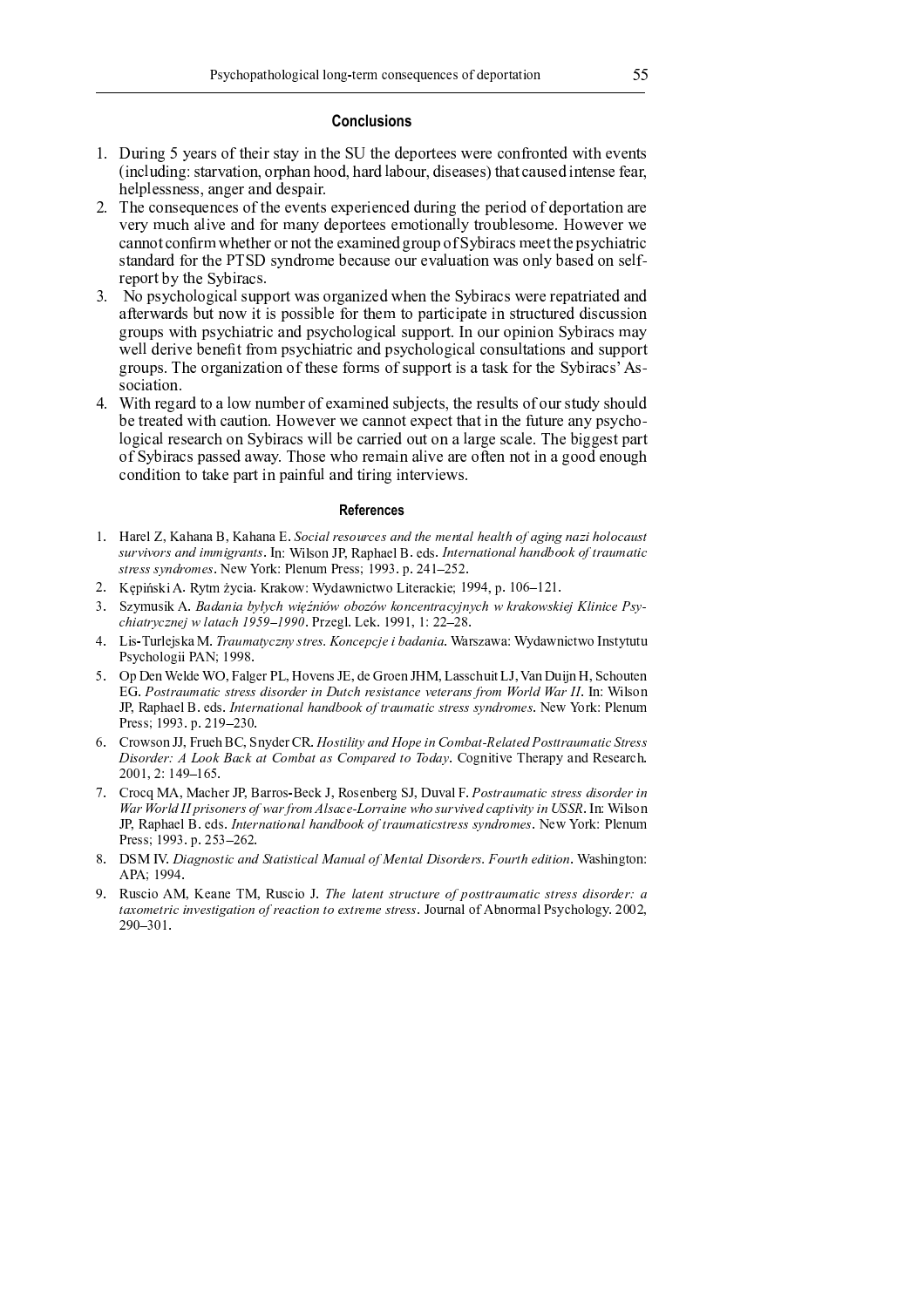## Conclusions

1. During 5 years of their stay in the SU the deportees were confronted with events (including: starvation, orphan hood, hard labour, diseases) that caused intense fear, helplessness, anger and despair.
2. The consequences of the events experienced during the period of deportation are very much alive and for many deportees emotionally troublesome. However we cannot confirm whether or not the examined group of Sybiracs meet the psychiatric standard for the PTSD syndrome because our evaluation was only based on self-report by the Sybiracs.
3. No psychological support was organized when the Sybiracs were repatriated and afterwards but now it is possible for them to participate in structured discussion groups with psychiatric and psychological support. In our opinion Sybiracs may well derive benefit from psychiatric and psychological consultations and support groups. The organization of these forms of support is a task for the Sybiracs' Association.
4. With regard to a low number of examined subjects, the results of our study should be treated with caution. However we cannot expect that in the future any psychological research on Sybiracs will be carried out on a large scale. The biggest part of Sybiracs passed away. Those who remain alive are often not in a good enough condition to take part in painful and tiring interviews.

## References

1. Harel Z, Kahana B, Kahana E. *Social resources and the mental health of aging nazi holocaust survivors and immigrants*. In: Wilson JP, Raphael B. eds. *International handbook of traumatic stress syndromes*. New York: Plenum Press; 1993. p. 241–252.
2. Kępiński A. Rytm życia. Krakow: Wydawnictwo Literackie; 1994, p. 106–121.
3. Szymusik A. *Badania byłych więźniów obozów koncentracyjnych w krakowskiej Klinice Psychiatrycznej w latach 1959–1990*. Przegl. Lek. 1991, 1: 22–28.
4. Lis-Turlejska M. *Traumatyczny stres. Koncepcje i badania*. Warszawa: Wydawnictwo Instytutu Psychologii PAN; 1998.
5. Op Den Welde WO, Falger PL, Hovens JE, de Groen JHM, Lasschuit LJ, Van Duijn H, Schouten EG. *Postraumatic stress disorder in Dutch resistance veterans from World War II*. In: Wilson JP, Raphael B. eds. *International handbook of traumatic stress syndromes*. New York: Plenum Press; 1993. p. 219–230.
6. Crowson JJ, Frueh BC, Snyder CR. *Hostility and Hope in Combat-Related Posttraumatic Stress Disorder: A Look Back at Combat as Compared to Today*. Cognitive Therapy and Research. 2001, 2: 149–165.
7. Crocq MA, Macher JP, Barros-Beck J, Rosenberg SJ, Duval F. *Postraumatic stress disorder in War World II prisoners of war from Alsace-Lorraine who survived captivity in USSR*. In: Wilson JP, Raphael B. eds. *International handbook of traumaticstress syndromes*. New York: Plenum Press; 1993. p. 253–262.
8. DSM IV. *Diagnostic and Statistical Manual of Mental Disorders. Fourth edition*. Washington: APA; 1994.
9. Ruscio AM, Keane TM, Ruscio J. *The latent structure of posttraumatic stress disorder: a taxometric investigation of reaction to extreme stress*. Journal of Abnormal Psychology. 2002, 290–301.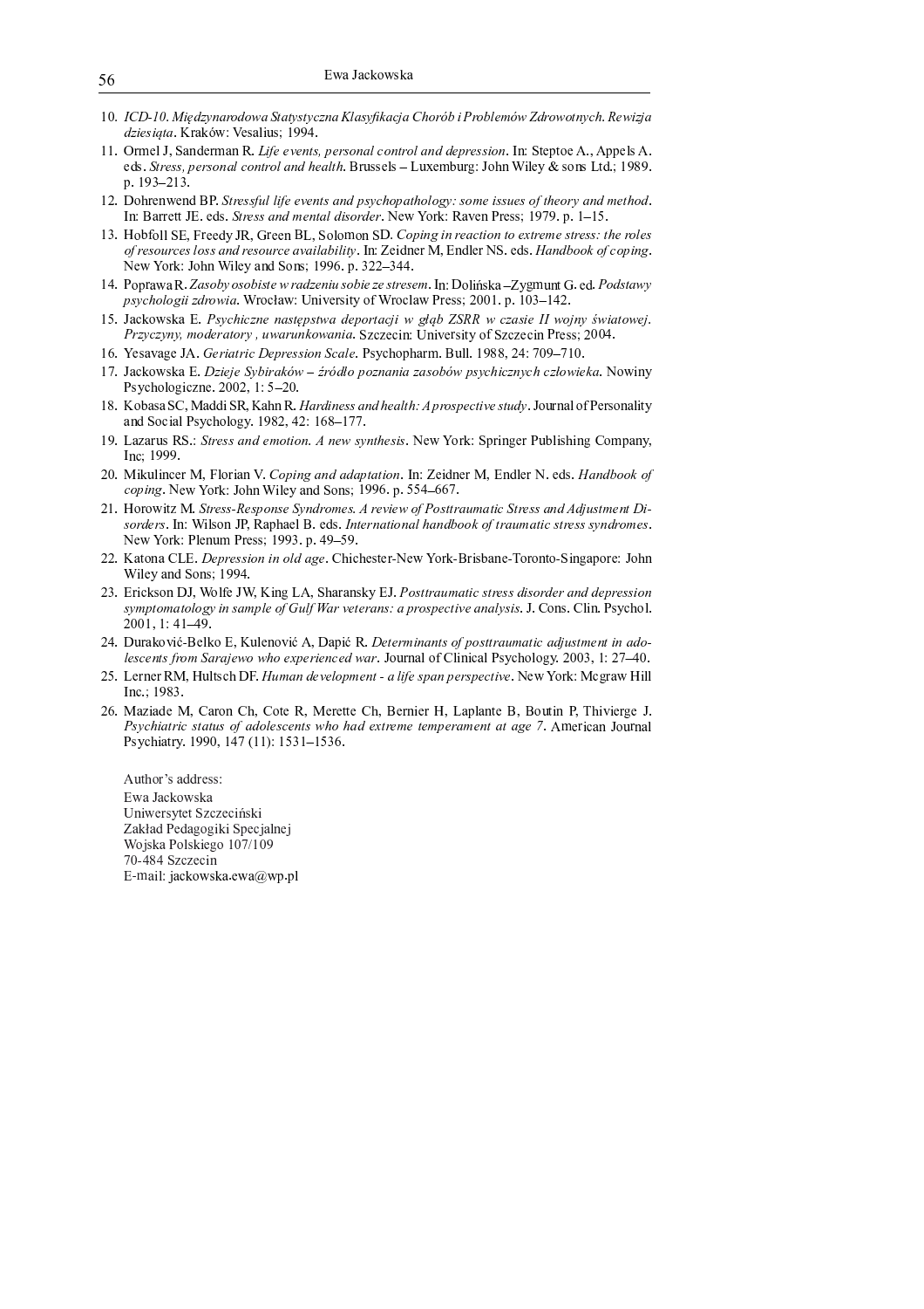10. *ICD-10. Międzynarodowa Statystyczna Klasyfikacja Chorób i Problemów Zdrowotnych. Rewizja dziesiąta*. Kraków: Vesalius; 1994.
11. Ormel J, Sanderman R. *Life events, personal control and depression*. In: Steptoe A., Appels A. eds. *Stress, personal control and health*. Brussels – Luxemburg: John Wiley & sons Ltd.; 1989. p. 193–213.
12. Dohrenwend BP. *Stressful life events and psychopathology: some issues of theory and method*. In: Barrett JE. eds. *Stress and mental disorder*. New York: Raven Press; 1979. p. 1–15.
13. Hobfoll SE, Freedy JR, Green BL, Solomon SD. *Coping in reaction to extreme stress: the roles of resources loss and resource availability*. In: Zeidner M, Endler NS. eds. *Handbook of coping*. New York: John Wiley and Sons; 1996. p. 322–344.
14. Poprawa R. *Zasoby osobiste w radzeniu sobie ze stresem*. In: Dolińska –Zygmunt G. ed. *Podstawy psychologii zdrowia*. Wrocław: University of Wroclaw Press; 2001. p. 103–142.
15. Jackowska E. *Psychiczne następstwa deportacji w głąb ZSRR w czasie II wojny światowej. Przyczyny, moderatory , uwarunkowania*. Szczecin: University of Szczecin Press; 2004.
16. Yesavage JA. *Geriatric Depression Scale*. Psychopharm. Bull. 1988, 24: 709–710.
17. Jackowska E. *Dzieje Sybiraków – źródło poznania zasobów psychicznych człowieka*. Nowiny Psychologiczne. 2002, 1: 5–20.
18. Kobasa SC, Maddi SR, Kahn R. *Hardiness and health: A prospective study*. Journal of Personality and Social Psychology. 1982, 42: 168–177.
19. Lazarus RS.: *Stress and emotion. A new synthesis*. New York: Springer Publishing Company, Inc; 1999.
20. Mikulincer M, Florian V. *Coping and adaptation*. In: Zeidner M, Endler N. eds. *Handbook of coping*. New York: John Wiley and Sons; 1996. p. 554–667.
21. Horowitz M. *Stress-Response Syndromes. A review of Posttraumatic Stress and Adjustment Disorders*. In: Wilson JP, Raphael B. eds. *International handbook of traumatic stress syndromes*. New York: Plenum Press; 1993. p. 49–59.
22. Katona CLE. *Depression in old age*. Chichester-New York-Brisbane-Toronto-Singapore: John Wiley and Sons; 1994.
23. Erickson DJ, Wolfe JW, King LA, Sharansky EJ. *Posttraumatic stress disorder and depression symptomatology in sample of Gulf War veterans: a prospective analysis*. J. Cons. Clin. Psychol. 2001, 1: 41–49.
24. Duraković-Belko E, Kulenović A, Dapić R. *Determinants of posttraumatic adjustment in adolescents from Sarajewo who experienced war*. Journal of Clinical Psychology. 2003, 1: 27–40.
25. Lerner RM, Hultsch DF. *Human development - a life span perspective*. New York: Mcgraw Hill Inc.; 1983.
26. Maziade M, Caron Ch, Cote R, Merette Ch, Bernier H, Laplante B, Boutin P, Thivierge J. *Psychiatric status of adolescents who had extreme temperament at age 7*. American Journal Psychiatry. 1990, 147 (11): 1531–1536.

Author's address:
Ewa Jackowska
Uniwersytet Szczeciński
Zakład Pedagogiki Specjalnej
Wojska Polskiego 107/109
70-484 Szczecin
E-mail: jackowska.ewa@wp.pl